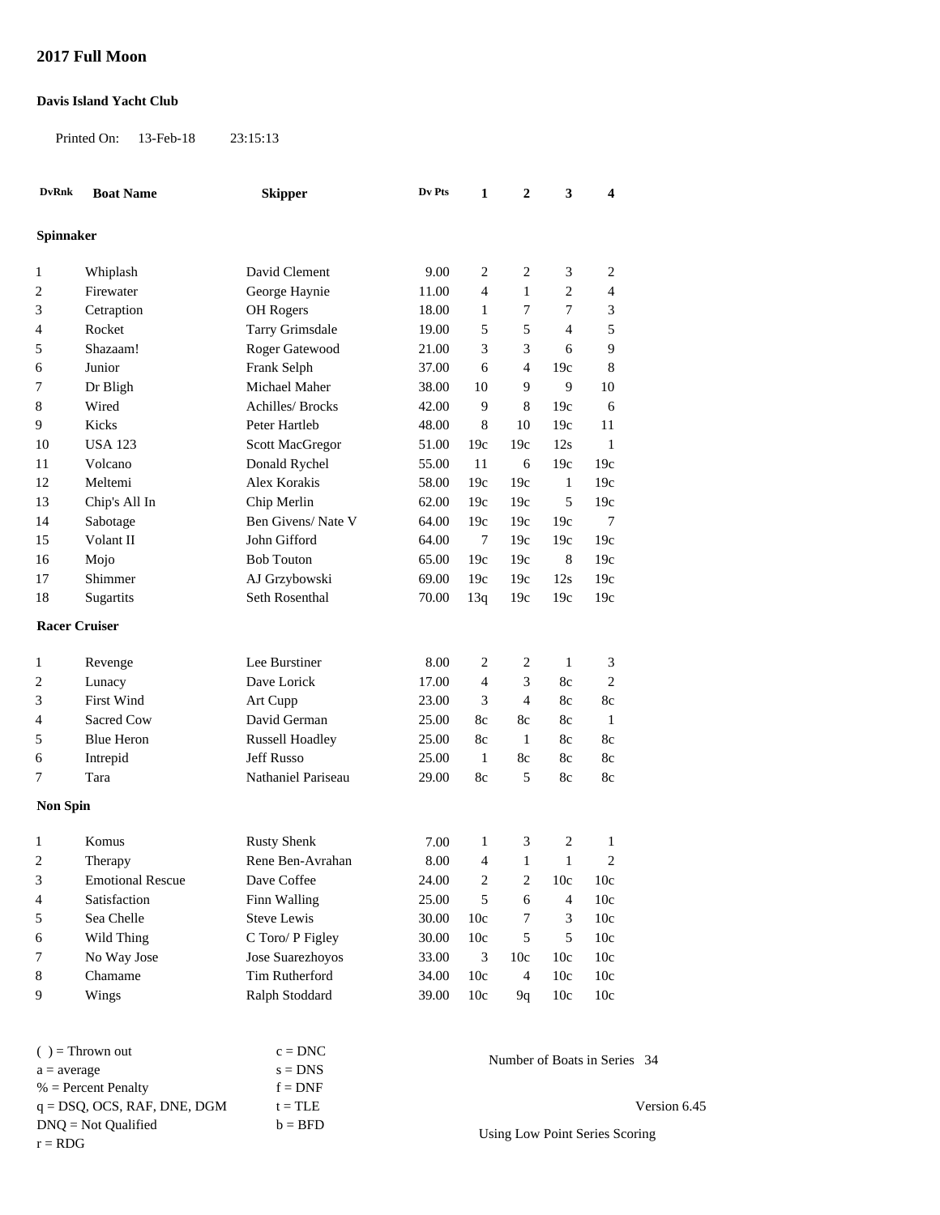# 2017 Full Moon

**Davis Island Yacht Club**

Printed On: 13-Feb-18 23:15:13

| DvRnk | Boat Name | Skipper | Dv Pts | 1 | 2 | 3 | 4 |
|---|---|---|---|---|---|---|---|
| **Spinnaker** | | | | | | | |
| 1 | Whiplash | David Clement | 9.00 | 2 | 2 | 3 | 2 |
| 2 | Firewater | George Haynie | 11.00 | 4 | 1 | 2 | 4 |
| 3 | Cetraption | OH Rogers | 18.00 | 1 | 7 | 7 | 3 |
| 4 | Rocket | Tarry Grimsdale | 19.00 | 5 | 5 | 4 | 5 |
| 5 | Shazaam! | Roger Gatewood | 21.00 | 3 | 3 | 6 | 9 |
| 6 | Junior | Frank Selph | 37.00 | 6 | 4 | 19c | 8 |
| 7 | Dr Bligh | Michael Maher | 38.00 | 10 | 9 | 9 | 10 |
| 8 | Wired | Achilles/ Brocks | 42.00 | 9 | 8 | 19c | 6 |
| 9 | Kicks | Peter Hartleb | 48.00 | 8 | 10 | 19c | 11 |
| 10 | USA 123 | Scott MacGregor | 51.00 | 19c | 19c | 12s | 1 |
| 11 | Volcano | Donald Rychel | 55.00 | 11 | 6 | 19c | 19c |
| 12 | Meltemi | Alex Korakis | 58.00 | 19c | 19c | 1 | 19c |
| 13 | Chip's All In | Chip Merlin | 62.00 | 19c | 19c | 5 | 19c |
| 14 | Sabotage | Ben Givens/ Nate V | 64.00 | 19c | 19c | 19c | 7 |
| 15 | Volant II | John Gifford | 64.00 | 7 | 19c | 19c | 19c |
| 16 | Mojo | Bob Touton | 65.00 | 19c | 19c | 8 | 19c |
| 17 | Shimmer | AJ Grzybowski | 69.00 | 19c | 19c | 12s | 19c |
| 18 | Sugartits | Seth Rosenthal | 70.00 | 13q | 19c | 19c | 19c |
| **Racer Cruiser** | | | | | | | |
| 1 | Revenge | Lee Burstiner | 8.00 | 2 | 2 | 1 | 3 |
| 2 | Lunacy | Dave Lorick | 17.00 | 4 | 3 | 8c | 2 |
| 3 | First Wind | Art Cupp | 23.00 | 3 | 4 | 8c | 8c |
| 4 | Sacred Cow | David German | 25.00 | 8c | 8c | 8c | 1 |
| 5 | Blue Heron | Russell Hoadley | 25.00 | 8c | 1 | 8c | 8c |
| 6 | Intrepid | Jeff Russo | 25.00 | 1 | 8c | 8c | 8c |
| 7 | Tara | Nathaniel Pariseau | 29.00 | 8c | 5 | 8c | 8c |
| **Non Spin** | | | | | | | |
| 1 | Komus | Rusty Shenk | 7.00 | 1 | 3 | 2 | 1 |
| 2 | Therapy | Rene Ben-Avrahan | 8.00 | 4 | 1 | 1 | 2 |
| 3 | Emotional Rescue | Dave Coffee | 24.00 | 2 | 2 | 10c | 10c |
| 4 | Satisfaction | Finn Walling | 25.00 | 5 | 6 | 4 | 10c |
| 5 | Sea Chelle | Steve Lewis | 30.00 | 10c | 7 | 3 | 10c |
| 6 | Wild Thing | C Toro/ P Figley | 30.00 | 10c | 5 | 5 | 10c |
| 7 | No Way Jose | Jose Suarezhoyos | 33.00 | 3 | 10c | 10c | 10c |
| 8 | Chamame | Tim Rutherford | 34.00 | 10c | 4 | 10c | 10c |
| 9 | Wings | Ralph Stoddard | 39.00 | 10c | 9q | 10c | 10c |

( ) = Thrown out
a = average
% = Percent Penalty
q = DSQ, OCS, RAF, DNE, DGM
DNQ = Not Qualified
r = RDG

c = DNC
s = DNS
f = DNF
t = TLE
b = BFD

Number of Boats in Series 34

Version 6.45

Using Low Point Series Scoring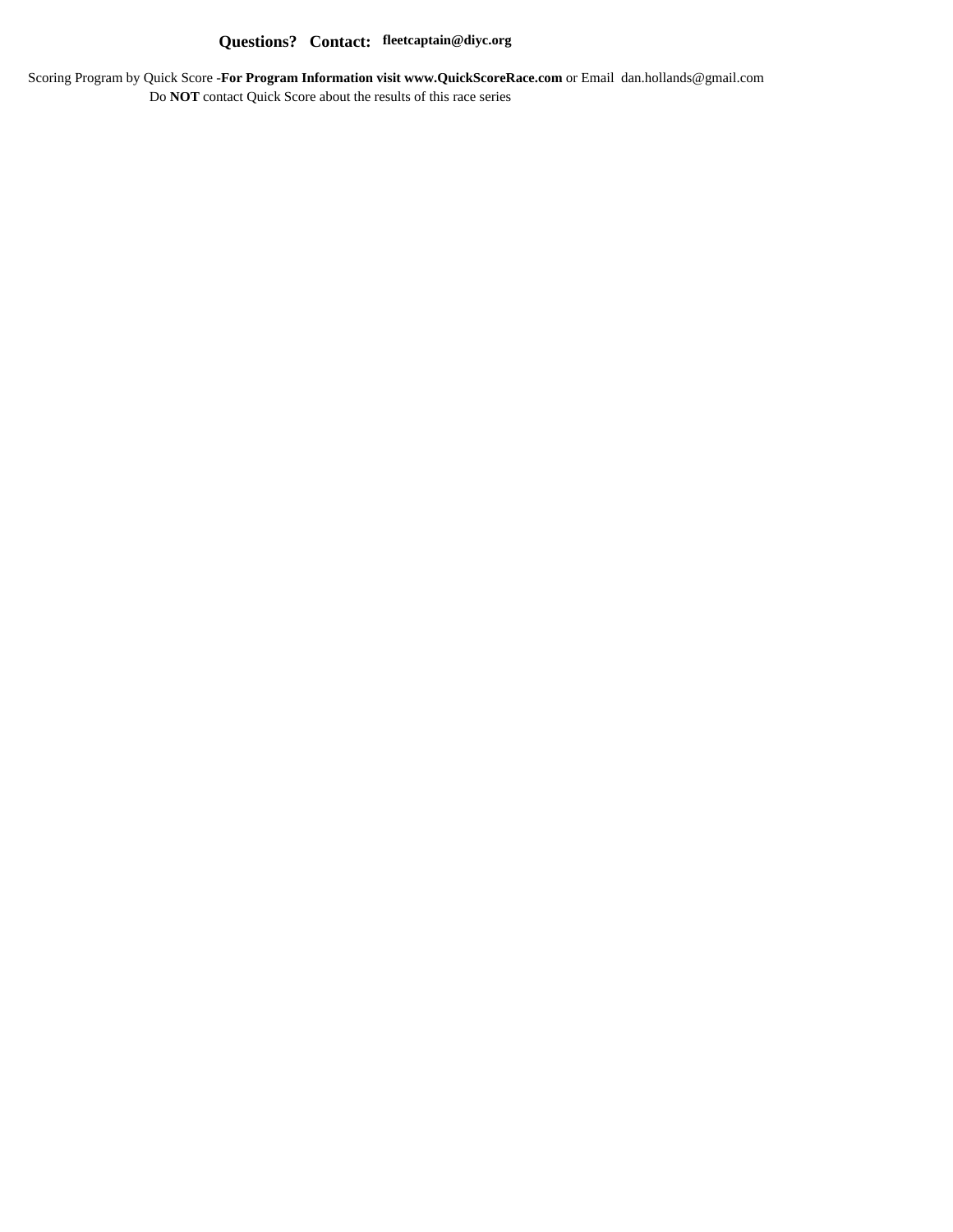**Questions? Contact: fleetcaptain@diyc.org**

Scoring Program by Quick Score -**For Program Information visit www.QuickScoreRace.com** or Email dan.hollands@gmail.com
Do **NOT** contact Quick Score about the results of this race series